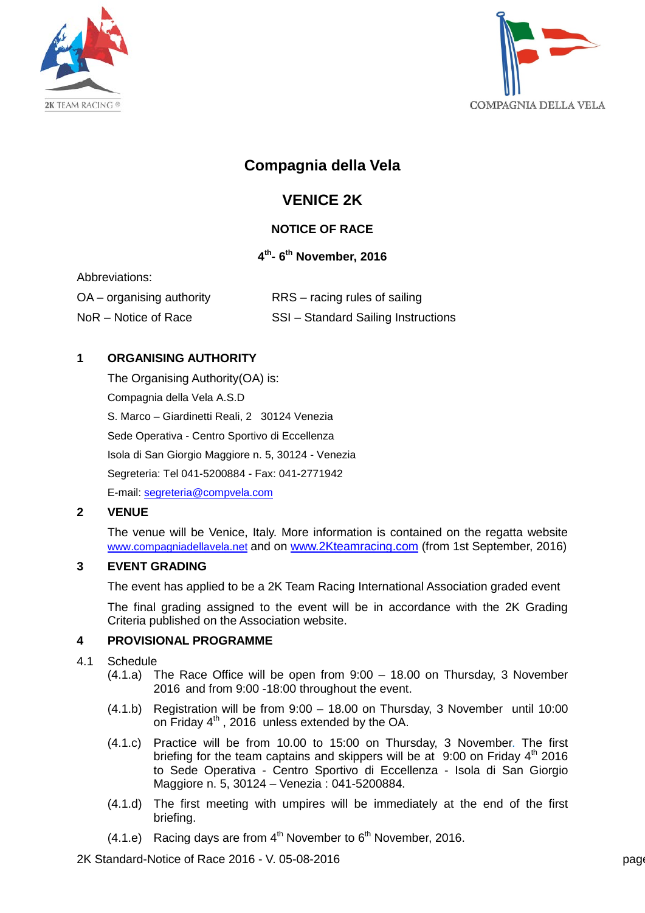# Compagnia della Vela

## VENICE 2K

### NOTICE OF RACE

**4th- 6th November, 2016**

Abbreviations:

OA – organising authority

NoR – Notice of Race

RRS – racing rules of sailing

SSI – Standard Sailing Instructions

## 1 ORGANISING AUTHORITY

The Organising Authority(OA) is:

Compagnia della Vela A.S.D

S. Marco – Giardinetti Reali, 2 30124 Venezia

Sede Operativa - Centro Sportivo di Eccellenza

Isola di San Giorgio Maggiore n. 5, 30124 - Venezia

Segreteria: Tel 041-5200884 - Fax: 041-2771942

E-mail: segreteria@compvela.com

## 2 VENUE

The venue will be Venice, Italy. More information is contained on the regatta website www.compagniadellavela.net and on www.2Kteamracing.com (from 1st September, 2016)

## 3 EVENT GRADING

The event has applied to be a 2K Team Racing International Association graded event

The final grading assigned to the event will be in accordance with the 2K Grading Criteria published on the Association website.

## 4 PROVISIONAL PROGRAMME

4.1 Schedule

(4.1.a) The Race Office will be open from 9:00 – 18.00 on Thursday, 3 November 2016 and from 9:00 -18:00 throughout the event.

(4.1.b) Registration will be from 9:00 – 18.00 on Thursday, 3 November until 10:00 on Friday 4th , 2016 unless extended by the OA.

(4.1.c) Practice will be from 10.00 to 15:00 on Thursday, 3 November. The first briefing for the team captains and skippers will be at 9:00 on Friday 4th 2016 to Sede Operativa - Centro Sportivo di Eccellenza - Isola di San Giorgio Maggiore n. 5, 30124 – Venezia : 041-5200884.

(4.1.d) The first meeting with umpires will be immediately at the end of the first briefing.

(4.1.e) Racing days are from 4th November to 6th November, 2016.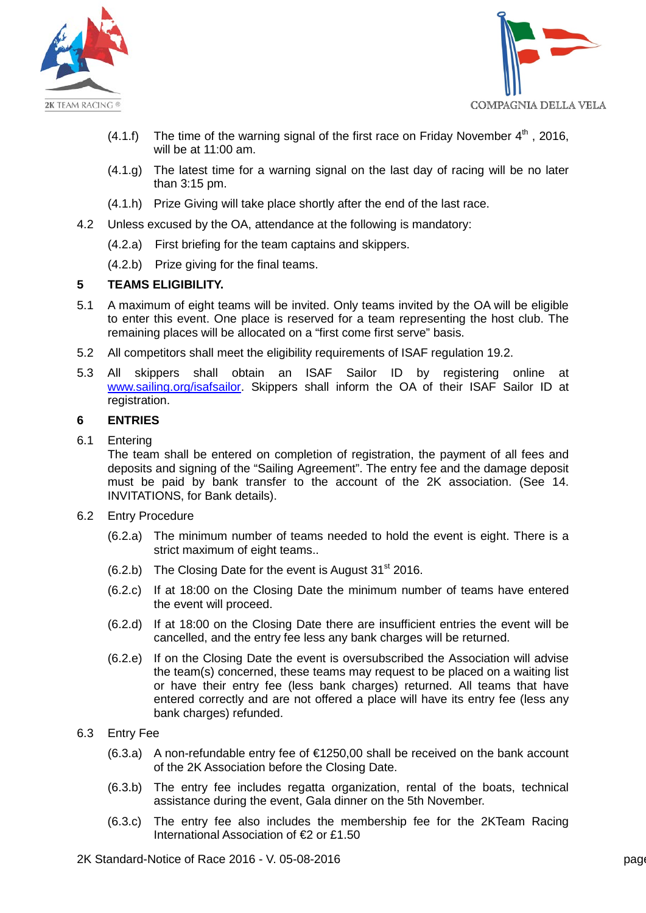(4.1.f) The time of the warning signal of the first race on Friday November 4th , 2016, will be at 11:00 am.

(4.1.g) The latest time for a warning signal on the last day of racing will be no later than 3:15 pm.

(4.1.h) Prize Giving will take place shortly after the end of the last race.

4.2 Unless excused by the OA, attendance at the following is mandatory:

(4.2.a) First briefing for the team captains and skippers.

(4.2.b) Prize giving for the final teams.

## 5 TEAMS ELIGIBILITY.

5.1 A maximum of eight teams will be invited. Only teams invited by the OA will be eligible to enter this event. One place is reserved for a team representing the host club. The remaining places will be allocated on a "first come first serve" basis.

5.2 All competitors shall meet the eligibility requirements of ISAF regulation 19.2.

5.3 All skippers shall obtain an ISAF Sailor ID by registering online at www.sailing.org/isafsailor. Skippers shall inform the OA of their ISAF Sailor ID at registration.

## 6 ENTRIES

6.1 Entering
The team shall be entered on completion of registration, the payment of all fees and deposits and signing of the "Sailing Agreement". The entry fee and the damage deposit must be paid by bank transfer to the account of the 2K association. (See 14. INVITATIONS, for Bank details).

6.2 Entry Procedure

(6.2.a) The minimum number of teams needed to hold the event is eight. There is a strict maximum of eight teams..

(6.2.b) The Closing Date for the event is August 31st 2016.

(6.2.c) If at 18:00 on the Closing Date the minimum number of teams have entered the event will proceed.

(6.2.d) If at 18:00 on the Closing Date there are insufficient entries the event will be cancelled, and the entry fee less any bank charges will be returned.

(6.2.e) If on the Closing Date the event is oversubscribed the Association will advise the team(s) concerned, these teams may request to be placed on a waiting list or have their entry fee (less bank charges) returned. All teams that have entered correctly and are not offered a place will have its entry fee (less any bank charges) refunded.

6.3 Entry Fee

(6.3.a) A non-refundable entry fee of €1250,00 shall be received on the bank account of the 2K Association before the Closing Date.

(6.3.b) The entry fee includes regatta organization, rental of the boats, technical assistance during the event, Gala dinner on the 5th November.

(6.3.c) The entry fee also includes the membership fee for the 2KTeam Racing International Association of €2 or £1.50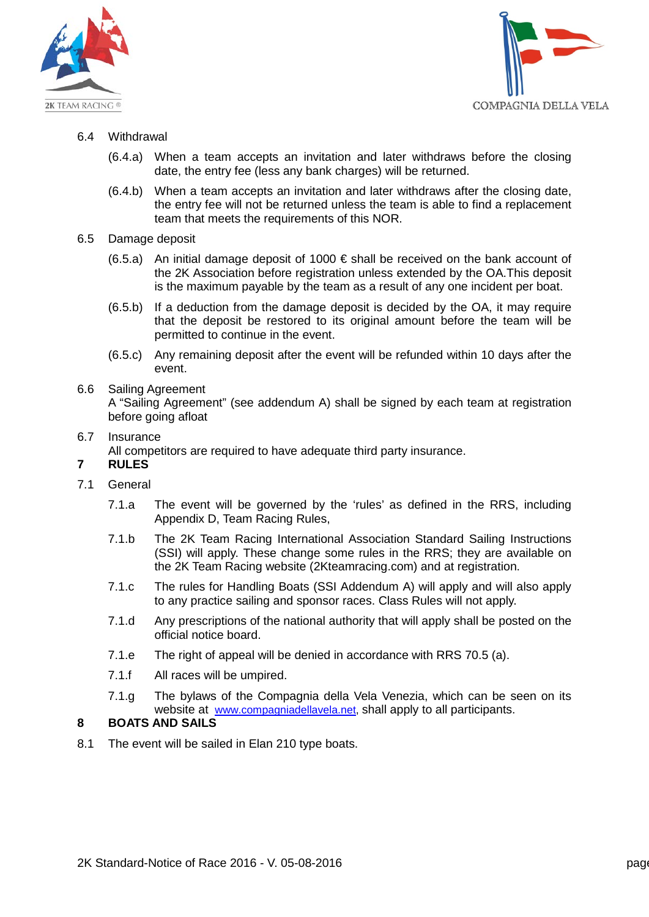6.4 Withdrawal

(6.4.a) When a team accepts an invitation and later withdraws before the closing date, the entry fee (less any bank charges) will be returned.

(6.4.b) When a team accepts an invitation and later withdraws after the closing date, the entry fee will not be returned unless the team is able to find a replacement team that meets the requirements of this NOR.

6.5 Damage deposit

(6.5.a) An initial damage deposit of 1000 € shall be received on the bank account of the 2K Association before registration unless extended by the OA.This deposit is the maximum payable by the team as a result of any one incident per boat.

(6.5.b) If a deduction from the damage deposit is decided by the OA, it may require that the deposit be restored to its original amount before the team will be permitted to continue in the event.

(6.5.c) Any remaining deposit after the event will be refunded within 10 days after the event.

6.6 Sailing Agreement
A "Sailing Agreement" (see addendum A) shall be signed by each team at registration before going afloat

6.7 Insurance
All competitors are required to have adequate third party insurance.

## 7 RULES

7.1 General

7.1.a The event will be governed by the 'rules' as defined in the RRS, including Appendix D, Team Racing Rules,

7.1.b The 2K Team Racing International Association Standard Sailing Instructions (SSI) will apply. These change some rules in the RRS; they are available on the 2K Team Racing website (2Kteamracing.com) and at registration.

7.1.c The rules for Handling Boats (SSI Addendum A) will apply and will also apply to any practice sailing and sponsor races. Class Rules will not apply.

7.1.d Any prescriptions of the national authority that will apply shall be posted on the official notice board.

7.1.e The right of appeal will be denied in accordance with RRS 70.5 (a).

7.1.f All races will be umpired.

7.1.g The bylaws of the Compagnia della Vela Venezia, which can be seen on its website at www.compagniadellavela.net, shall apply to all participants.

## 8 BOATS AND SAILS

8.1 The event will be sailed in Elan 210 type boats.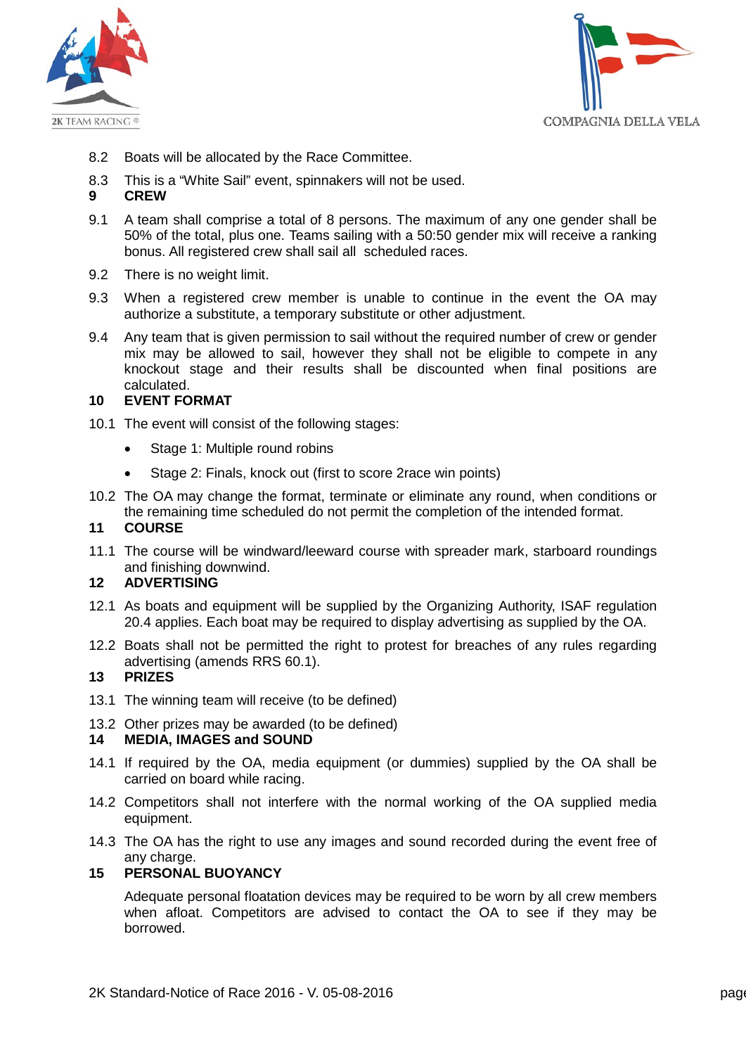8.2 Boats will be allocated by the Race Committee.

8.3 This is a “White Sail” event, spinnakers will not be used.

## 9 CREW

9.1 A team shall comprise a total of 8 persons. The maximum of any one gender shall be 50% of the total, plus one. Teams sailing with a 50:50 gender mix will receive a ranking bonus. All registered crew shall sail all scheduled races.

9.2 There is no weight limit.

9.3 When a registered crew member is unable to continue in the event the OA may authorize a substitute, a temporary substitute or other adjustment.

9.4 Any team that is given permission to sail without the required number of crew or gender mix may be allowed to sail, however they shall not be eligible to compete in any knockout stage and their results shall be discounted when final positions are calculated.

## 10 EVENT FORMAT

10.1 The event will consist of the following stages:

- Stage 1: Multiple round robins
- Stage 2: Finals, knock out (first to score 2race win points)

10.2 The OA may change the format, terminate or eliminate any round, when conditions or the remaining time scheduled do not permit the completion of the intended format.

## 11 COURSE

11.1 The course will be windward/leeward course with spreader mark, starboard roundings and finishing downwind.

## 12 ADVERTISING

12.1 As boats and equipment will be supplied by the Organizing Authority, ISAF regulation 20.4 applies. Each boat may be required to display advertising as supplied by the OA.

12.2 Boats shall not be permitted the right to protest for breaches of any rules regarding advertising (amends RRS 60.1).

## 13 PRIZES

13.1 The winning team will receive (to be defined)

13.2 Other prizes may be awarded (to be defined)

## 14 MEDIA, IMAGES and SOUND

14.1 If required by the OA, media equipment (or dummies) supplied by the OA shall be carried on board while racing.

14.2 Competitors shall not interfere with the normal working of the OA supplied media equipment.

14.3 The OA has the right to use any images and sound recorded during the event free of any charge.

## 15 PERSONAL BUOYANCY

Adequate personal floatation devices may be required to be worn by all crew members when afloat. Competitors are advised to contact the OA to see if they may be borrowed.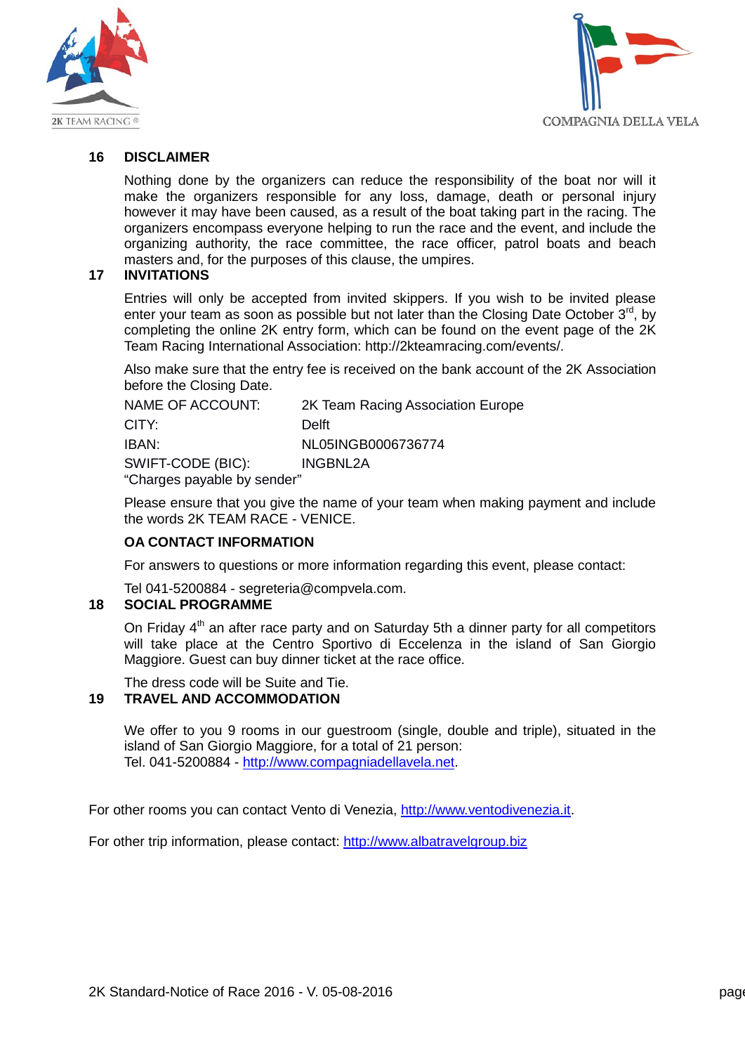## 16 DISCLAIMER

Nothing done by the organizers can reduce the responsibility of the boat nor will it make the organizers responsible for any loss, damage, death or personal injury however it may have been caused, as a result of the boat taking part in the racing. The organizers encompass everyone helping to run the race and the event, and include the organizing authority, the race committee, the race officer, patrol boats and beach masters and, for the purposes of this clause, the umpires.

## 17 INVITATIONS

Entries will only be accepted from invited skippers. If you wish to be invited please enter your team as soon as possible but not later than the Closing Date October 3rd, by completing the online 2K entry form, which can be found on the event page of the 2K Team Racing International Association: http://2kteamracing.com/events/.

Also make sure that the entry fee is received on the bank account of the 2K Association before the Closing Date.

| | |
|---|---|
| NAME OF ACCOUNT: | 2K Team Racing Association Europe |
| CITY: | Delft |
| IBAN: | NL05INGB0006736774 |
| SWIFT-CODE (BIC): | INGBNL2A |

"Charges payable by sender"

Please ensure that you give the name of your team when making payment and include the words 2K TEAM RACE - VENICE.

**OA CONTACT INFORMATION**

For answers to questions or more information regarding this event, please contact:

Tel 041-5200884 - segreteria@compvela.com.

## 18 SOCIAL PROGRAMME

On Friday 4th an after race party and on Saturday 5th a dinner party for all competitors will take place at the Centro Sportivo di Eccelenza in the island of San Giorgio Maggiore. Guest can buy dinner ticket at the race office.

The dress code will be Suite and Tie.

## 19 TRAVEL AND ACCOMMODATION

We offer to you 9 rooms in our guestroom (single, double and triple), situated in the island of San Giorgio Maggiore, for a total of 21 person:
Tel. 041-5200884 - http://www.compagniadellavela.net.

For other rooms you can contact Vento di Venezia, http://www.ventodivenezia.it.

For other trip information, please contact: http://www.albatravelgroup.biz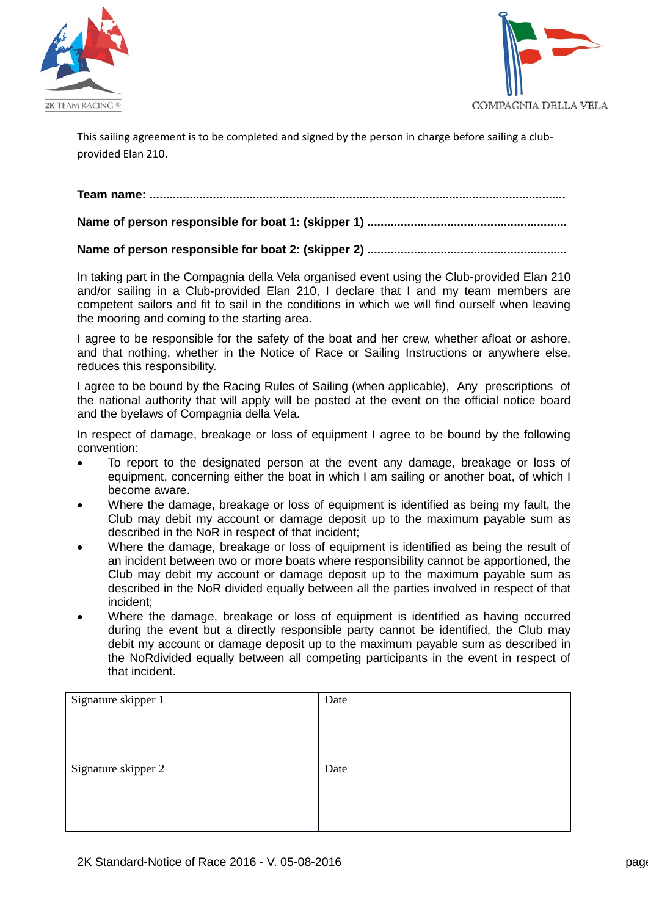This sailing agreement is to be completed and signed by the person in charge before sailing a club-provided Elan 210.

**Team name: ............................................................................................................................**

**Name of person responsible for boat 1: (skipper 1) ...........................................................**

**Name of person responsible for boat 2: (skipper 2) ...........................................................**

In taking part in the Compagnia della Vela organised event using the Club-provided Elan 210 and/or sailing in a Club-provided Elan 210, I declare that I and my team members are competent sailors and fit to sail in the conditions in which we will find ourself when leaving the mooring and coming to the starting area.

I agree to be responsible for the safety of the boat and her crew, whether afloat or ashore, and that nothing, whether in the Notice of Race or Sailing Instructions or anywhere else, reduces this responsibility.

I agree to be bound by the Racing Rules of Sailing (when applicable), Any prescriptions of the national authority that will apply will be posted at the event on the official notice board and the byelaws of Compagnia della Vela.

In respect of damage, breakage or loss of equipment I agree to be bound by the following convention:

- To report to the designated person at the event any damage, breakage or loss of equipment, concerning either the boat in which I am sailing or another boat, of which I become aware.
- Where the damage, breakage or loss of equipment is identified as being my fault, the Club may debit my account or damage deposit up to the maximum payable sum as described in the NoR in respect of that incident;
- Where the damage, breakage or loss of equipment is identified as being the result of an incident between two or more boats where responsibility cannot be apportioned, the Club may debit my account or damage deposit up to the maximum payable sum as described in the NoR divided equally between all the parties involved in respect of that incident;
- Where the damage, breakage or loss of equipment is identified as having occurred during the event but a directly responsible party cannot be identified, the Club may debit my account or damage deposit up to the maximum payable sum as described in the NoRdivided equally between all competing participants in the event in respect of that incident.

| | |
|---|---|
| Signature skipper 1 | Date |
| Signature skipper 2 | Date |